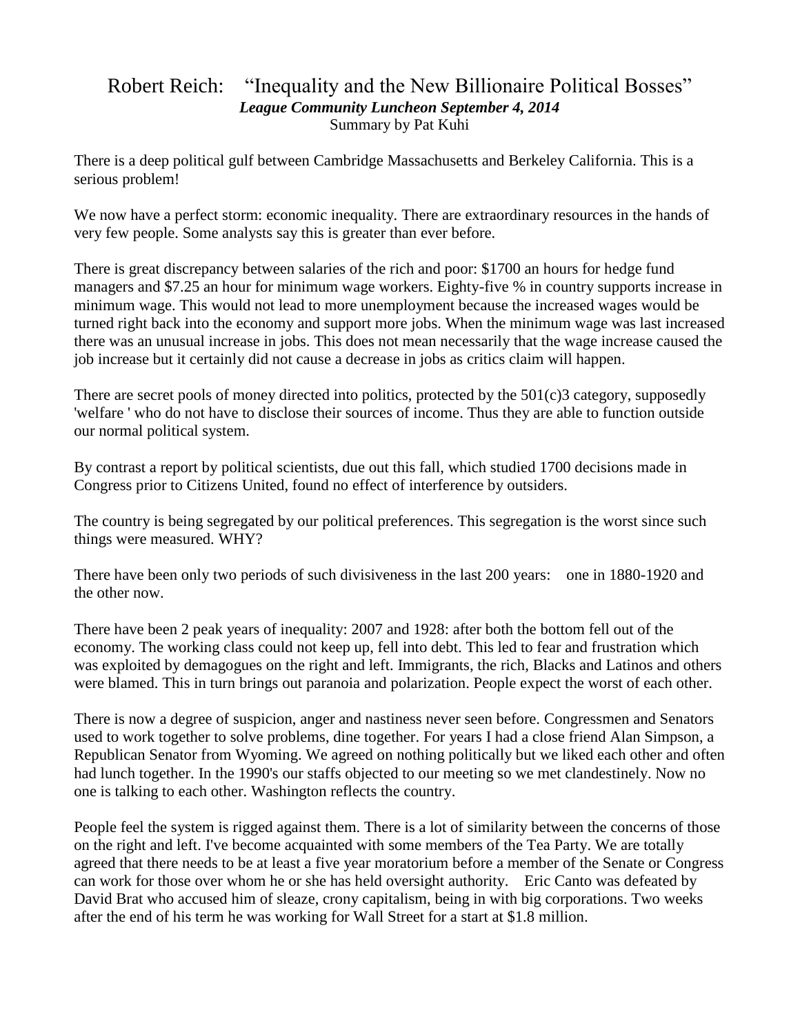# Robert Reich: "Inequality and the New Billionaire Political Bosses"

***League Community Luncheon September 4, 2014***

Summary by Pat Kuhi

There is a deep political gulf between Cambridge Massachusetts and Berkeley California. This is a serious problem!

We now have a perfect storm: economic inequality. There are extraordinary resources in the hands of very few people. Some analysts say this is greater than ever before.

There is great discrepancy between salaries of the rich and poor: $1700 an hours for hedge fund managers and $7.25 an hour for minimum wage workers. Eighty-five % in country supports increase in minimum wage. This would not lead to more unemployment because the increased wages would be turned right back into the economy and support more jobs. When the minimum wage was last increased there was an unusual increase in jobs. This does not mean necessarily that the wage increase caused the job increase but it certainly did not cause a decrease in jobs as critics claim will happen.

There are secret pools of money directed into politics, protected by the 501(c)3 category, supposedly 'welfare ' who do not have to disclose their sources of income. Thus they are able to function outside our normal political system.

By contrast a report by political scientists, due out this fall, which studied 1700 decisions made in Congress prior to Citizens United, found no effect of interference by outsiders.

The country is being segregated by our political preferences. This segregation is the worst since such things were measured. WHY?

There have been only two periods of such divisiveness in the last 200 years: one in 1880-1920 and the other now.

There have been 2 peak years of inequality: 2007 and 1928: after both the bottom fell out of the economy. The working class could not keep up, fell into debt. This led to fear and frustration which was exploited by demagogues on the right and left. Immigrants, the rich, Blacks and Latinos and others were blamed. This in turn brings out paranoia and polarization. People expect the worst of each other.

There is now a degree of suspicion, anger and nastiness never seen before. Congressmen and Senators used to work together to solve problems, dine together. For years I had a close friend Alan Simpson, a Republican Senator from Wyoming. We agreed on nothing politically but we liked each other and often had lunch together. In the 1990's our staffs objected to our meeting so we met clandestinely. Now no one is talking to each other. Washington reflects the country.

People feel the system is rigged against them. There is a lot of similarity between the concerns of those on the right and left. I've become acquainted with some members of the Tea Party. We are totally agreed that there needs to be at least a five year moratorium before a member of the Senate or Congress can work for those over whom he or she has held oversight authority. Eric Canto was defeated by David Brat who accused him of sleaze, crony capitalism, being in with big corporations. Two weeks after the end of his term he was working for Wall Street for a start at $1.8 million.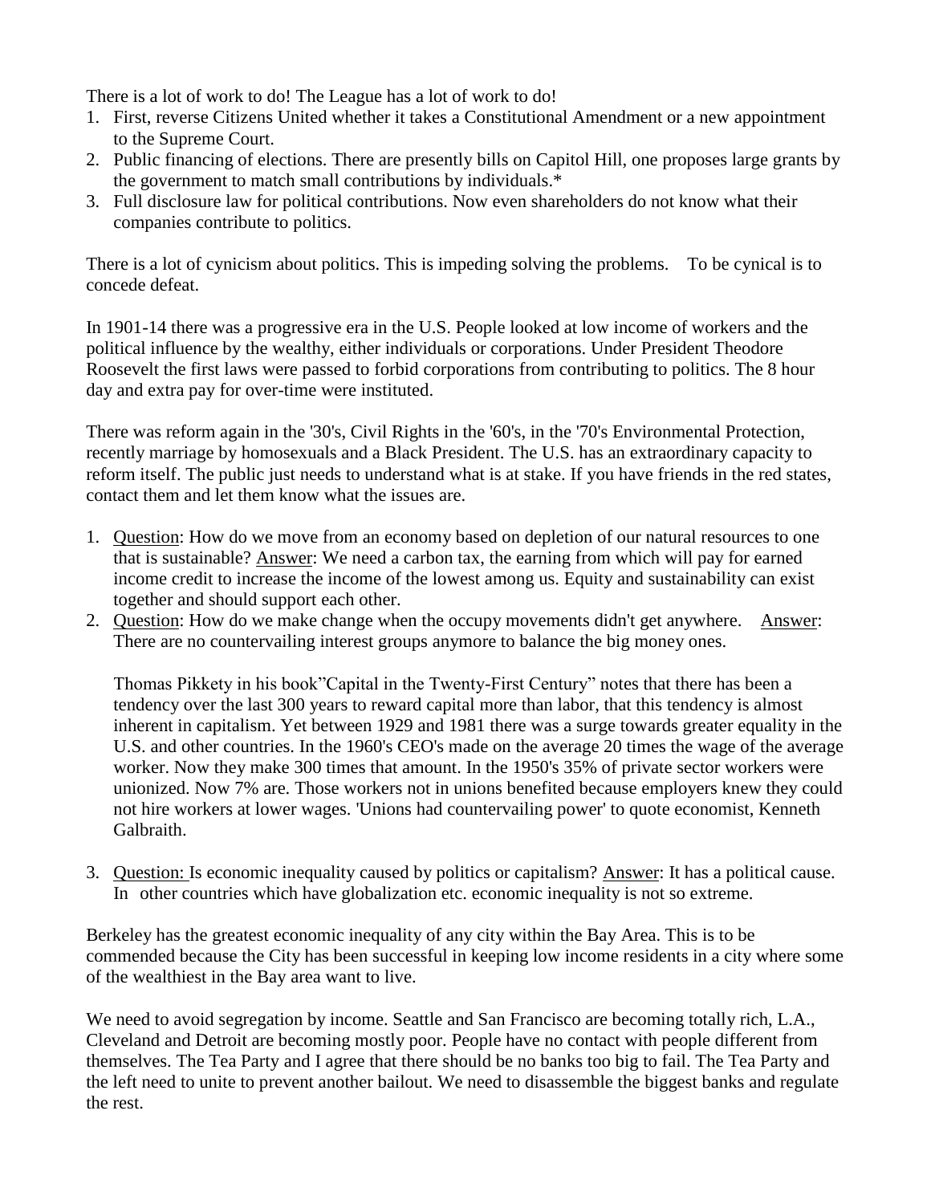There is a lot of work to do! The League has a lot of work to do!

1. First, reverse Citizens United whether it takes a Constitutional Amendment or a new appointment to the Supreme Court.
2. Public financing of elections. There are presently bills on Capitol Hill, one proposes large grants by the government to match small contributions by individuals.*
3. Full disclosure law for political contributions. Now even shareholders do not know what their companies contribute to politics.

There is a lot of cynicism about politics. This is impeding solving the problems. To be cynical is to concede defeat.

In 1901-14 there was a progressive era in the U.S. People looked at low income of workers and the political influence by the wealthy, either individuals or corporations. Under President Theodore Roosevelt the first laws were passed to forbid corporations from contributing to politics. The 8 hour day and extra pay for over-time were instituted.

There was reform again in the '30's, Civil Rights in the '60's, in the '70's Environmental Protection, recently marriage by homosexuals and a Black President. The U.S. has an extraordinary capacity to reform itself. The public just needs to understand what is at stake. If you have friends in the red states, contact them and let them know what the issues are.

1. Question: How do we move from an economy based on depletion of our natural resources to one that is sustainable? Answer: We need a carbon tax, the earning from which will pay for earned income credit to increase the income of the lowest among us. Equity and sustainability can exist together and should support each other.
2. Question: How do we make change when the occupy movements didn't get anywhere. Answer: There are no countervailing interest groups anymore to balance the big money ones.

   Thomas Pikkety in his book"Capital in the Twenty-First Century" notes that there has been a tendency over the last 300 years to reward capital more than labor, that this tendency is almost inherent in capitalism. Yet between 1929 and 1981 there was a surge towards greater equality in the U.S. and other countries. In the 1960's CEO's made on the average 20 times the wage of the average worker. Now they make 300 times that amount. In the 1950's 35% of private sector workers were unionized. Now 7% are. Those workers not in unions benefited because employers knew they could not hire workers at lower wages. 'Unions had countervailing power' to quote economist, Kenneth Galbraith.

3. Question: Is economic inequality caused by politics or capitalism? Answer: It has a political cause. In other countries which have globalization etc. economic inequality is not so extreme.

Berkeley has the greatest economic inequality of any city within the Bay Area. This is to be commended because the City has been successful in keeping low income residents in a city where some of the wealthiest in the Bay area want to live.

We need to avoid segregation by income. Seattle and San Francisco are becoming totally rich, L.A., Cleveland and Detroit are becoming mostly poor. People have no contact with people different from themselves. The Tea Party and I agree that there should be no banks too big to fail. The Tea Party and the left need to unite to prevent another bailout. We need to disassemble the biggest banks and regulate the rest.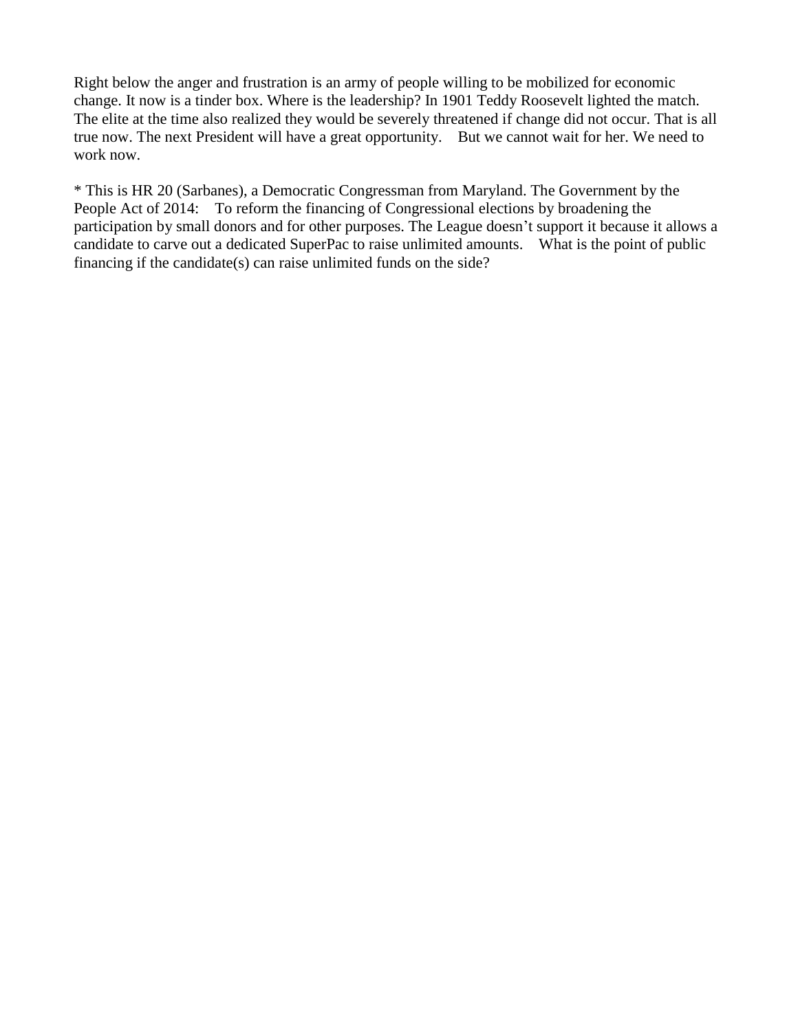Right below the anger and frustration is an army of people willing to be mobilized for economic change. It now is a tinder box. Where is the leadership? In 1901 Teddy Roosevelt lighted the match. The elite at the time also realized they would be severely threatened if change did not occur. That is all true now. The next President will have a great opportunity. But we cannot wait for her. We need to work now.

* This is HR 20 (Sarbanes), a Democratic Congressman from Maryland. The Government by the People Act of 2014: To reform the financing of Congressional elections by broadening the participation by small donors and for other purposes. The League doesn't support it because it allows a candidate to carve out a dedicated SuperPac to raise unlimited amounts. What is the point of public financing if the candidate(s) can raise unlimited funds on the side?